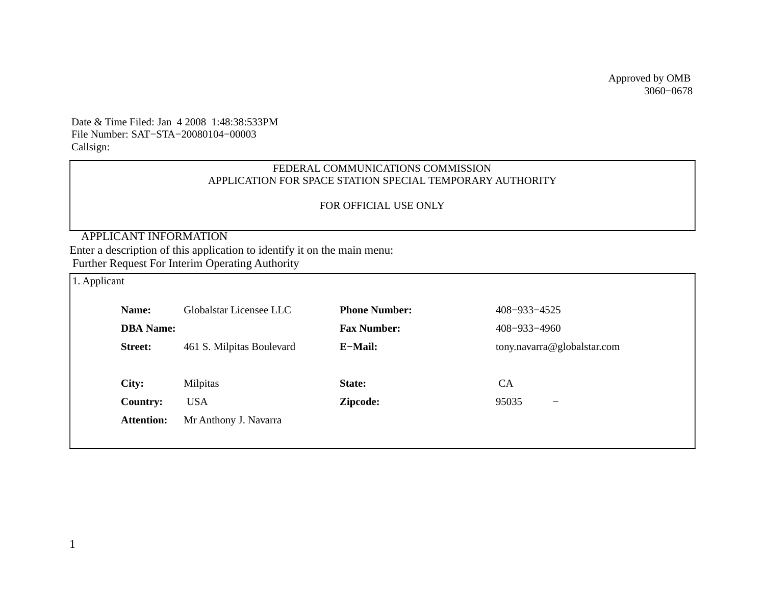Approved by OMB
3060−0678

Date & Time Filed: Jan 4 2008 1:48:38:533PM
File Number: SAT−STA−20080104−00003
Callsign:

FEDERAL COMMUNICATIONS COMMISSION
APPLICATION FOR SPACE STATION SPECIAL TEMPORARY AUTHORITY

FOR OFFICIAL USE ONLY

APPLICANT INFORMATION

Enter a description of this application to identify it on the main menu:
Further Request For Interim Operating Authority

1. Applicant

| | | | |
|---|---|---|---|
| **Name:** | Globalstar Licensee LLC | **Phone Number:** | 408−933−4525 |
| **DBA Name:** | | **Fax Number:** | 408−933−4960 |
| **Street:** | 461 S. Milpitas Boulevard | **E−Mail:** | tony.navarra@globalstar.com |
| **City:** | Milpitas | **State:** | CA |
| **Country:** | USA | **Zipcode:** | 95035 − |
| **Attention:** | Mr Anthony J. Navarra | | |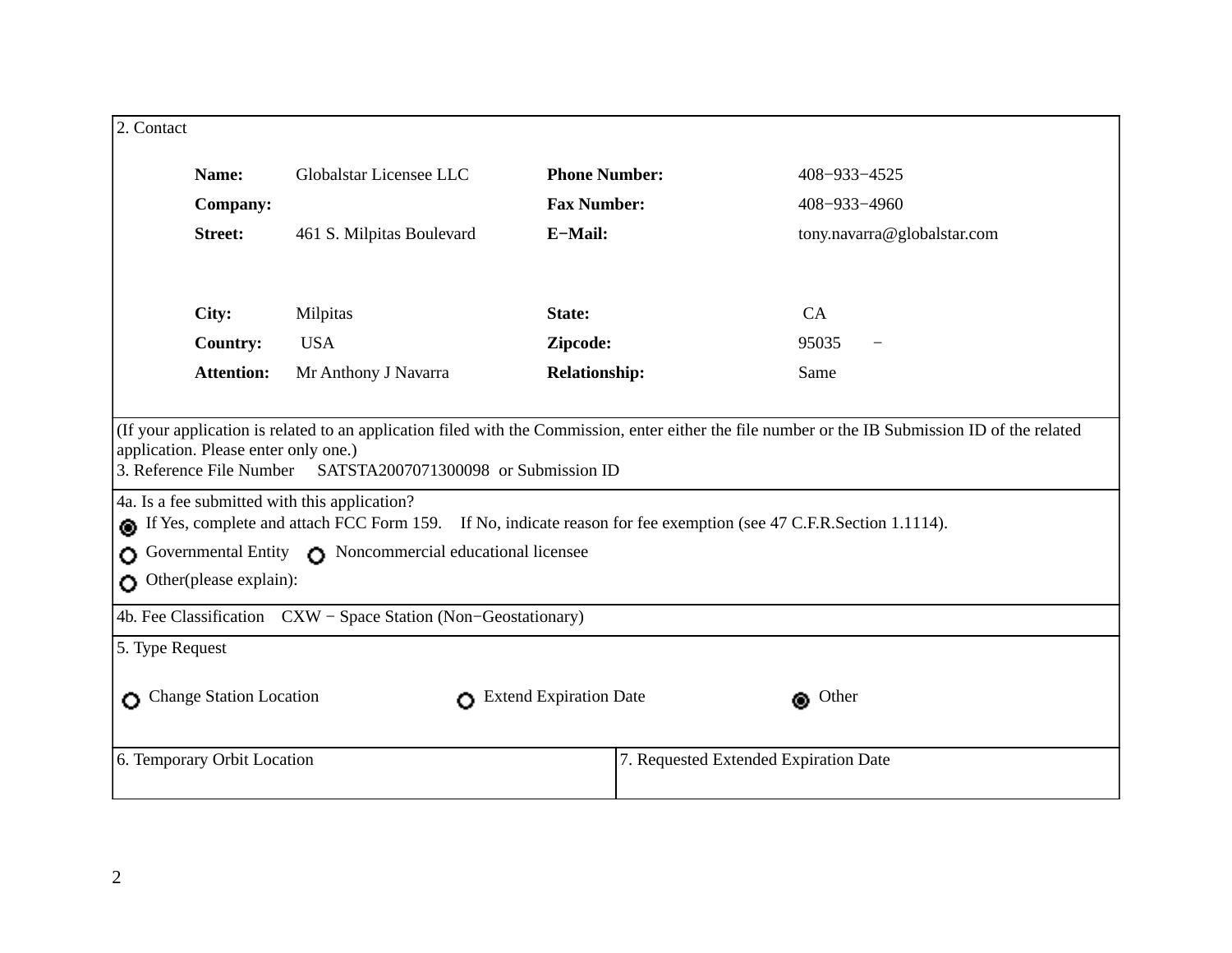2. Contact

| | | | |
|---|---|---|---|
| **Name:** | Globalstar Licensee LLC | **Phone Number:** | 408−933−4525 |
| **Company:** | | **Fax Number:** | 408−933−4960 |
| **Street:** | 461 S. Milpitas Boulevard | **E−Mail:** | tony.navarra@globalstar.com |
| **City:** | Milpitas | **State:** | CA |
| **Country:** | USA | **Zipcode:** | 95035 − |
| **Attention:** | Mr Anthony J Navarra | **Relationship:** | Same |

(If your application is related to an application filed with the Commission, enter either the file number or the IB Submission ID of the related application. Please enter only one.)

3. Reference File Number SATSTA2007071300098 or Submission ID

4a. Is a fee submitted with this application?

- (◉) If Yes, complete and attach FCC Form 159. If No, indicate reason for fee exemption (see 47 C.F.R.Section 1.1114).
- ( ) Governmental Entity ( ) Noncommercial educational licensee
- ( ) Other(please explain):

4b. Fee Classification CXW − Space Station (Non−Geostationary)

5. Type Request

( ) Change Station Location ( ) Extend Expiration Date (◉) Other

| 6. Temporary Orbit Location | 7. Requested Extended Expiration Date |
|---|---|
| | |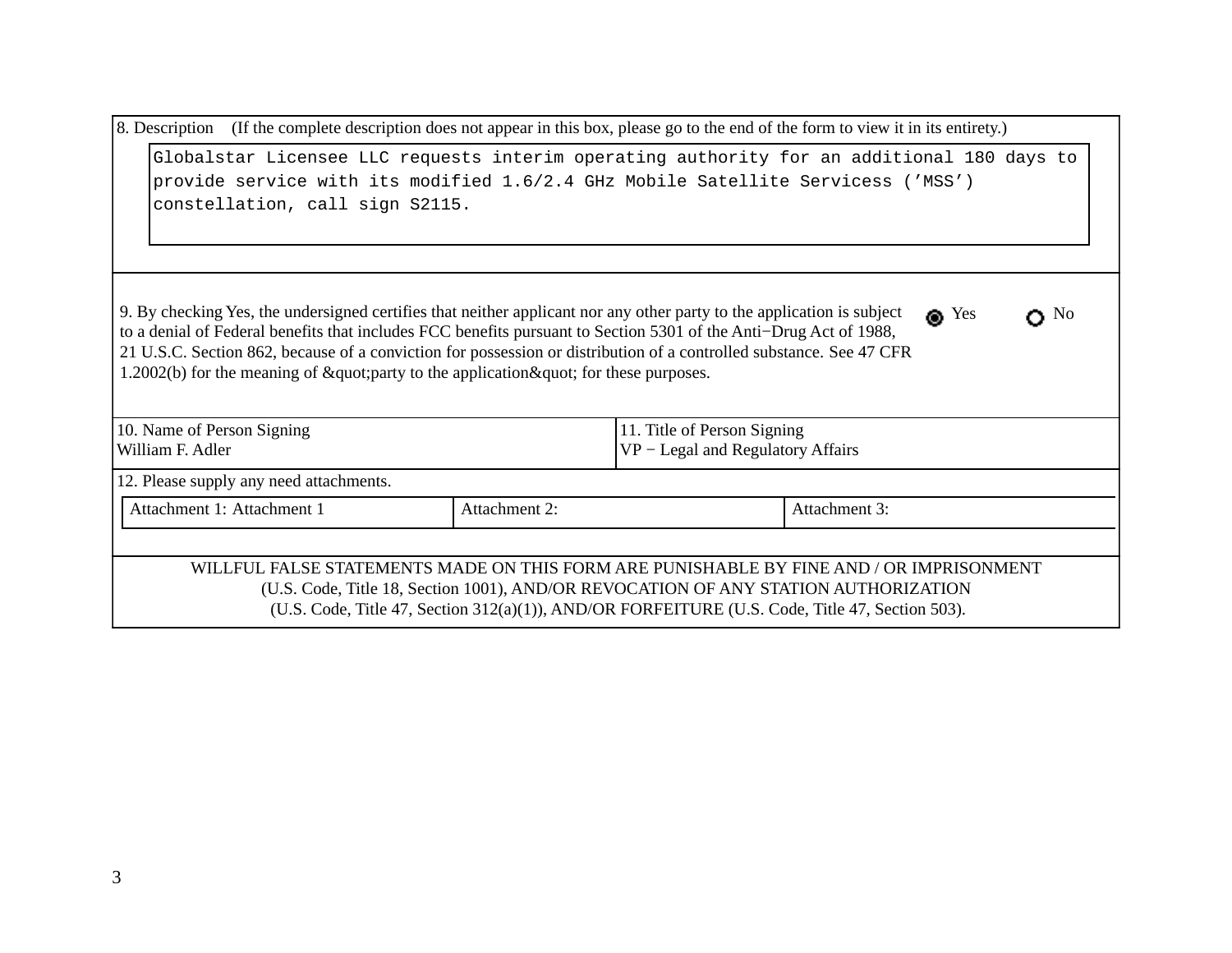8. Description (If the complete description does not appear in this box, please go to the end of the form to view it in its entirety.)

```
Globalstar Licensee LLC requests interim operating authority for an additional 180 days to provide service with its modified 1.6/2.4 GHz Mobile Satellite Servicess (’MSS’) constellation, call sign S2115.
```

9. By checking Yes, the undersigned certifies that neither applicant nor any other party to the application is subject to a denial of Federal benefits that includes FCC benefits pursuant to Section 5301 of the Anti−Drug Act of 1988, 21 U.S.C. Section 862, because of a conviction for possession or distribution of a controlled substance. See 47 CFR 1.2002(b) for the meaning of &quot;party to the application&quot; for these purposes.

◉ Yes ○ No

| 10. Name of Person Signing | 11. Title of Person Signing |
|---|---|
| William F. Adler | VP − Legal and Regulatory Affairs |

12. Please supply any need attachments.

| Attachment 1: Attachment 1 | Attachment 2: | Attachment 3: |
|---|---|---|

WILLFUL FALSE STATEMENTS MADE ON THIS FORM ARE PUNISHABLE BY FINE AND / OR IMPRISONMENT (U.S. Code, Title 18, Section 1001), AND/OR REVOCATION OF ANY STATION AUTHORIZATION (U.S. Code, Title 47, Section 312(a)(1)), AND/OR FORFEITURE (U.S. Code, Title 47, Section 503).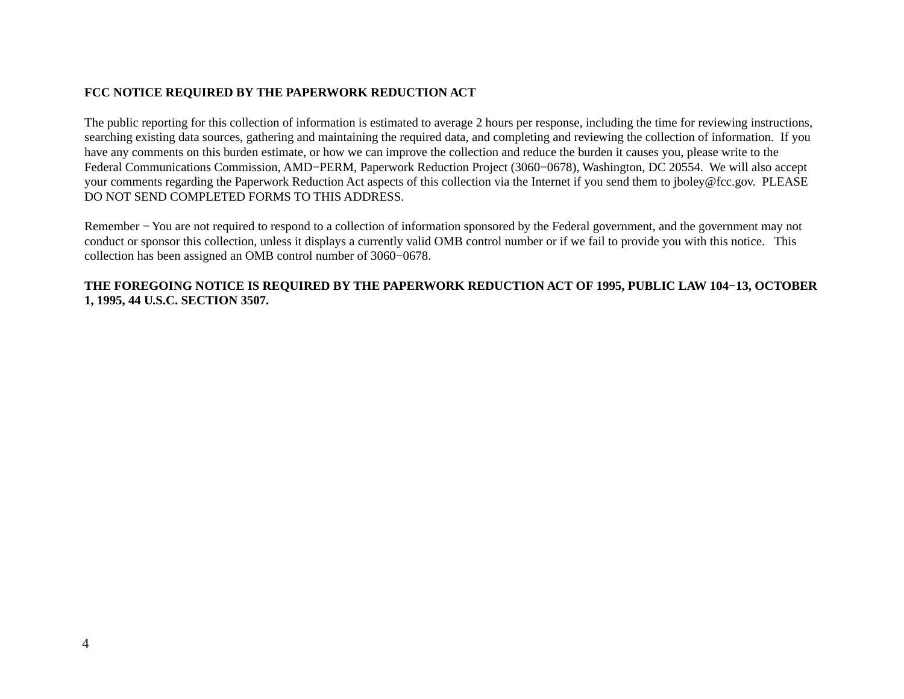**FCC NOTICE REQUIRED BY THE PAPERWORK REDUCTION ACT**

The public reporting for this collection of information is estimated to average 2 hours per response, including the time for reviewing instructions, searching existing data sources, gathering and maintaining the required data, and completing and reviewing the collection of information. If you have any comments on this burden estimate, or how we can improve the collection and reduce the burden it causes you, please write to the Federal Communications Commission, AMD−PERM, Paperwork Reduction Project (3060−0678), Washington, DC 20554. We will also accept your comments regarding the Paperwork Reduction Act aspects of this collection via the Internet if you send them to jboley@fcc.gov. PLEASE DO NOT SEND COMPLETED FORMS TO THIS ADDRESS.

Remember − You are not required to respond to a collection of information sponsored by the Federal government, and the government may not conduct or sponsor this collection, unless it displays a currently valid OMB control number or if we fail to provide you with this notice. This collection has been assigned an OMB control number of 3060−0678.

**THE FOREGOING NOTICE IS REQUIRED BY THE PAPERWORK REDUCTION ACT OF 1995, PUBLIC LAW 104−13, OCTOBER 1, 1995, 44 U.S.C. SECTION 3507.**